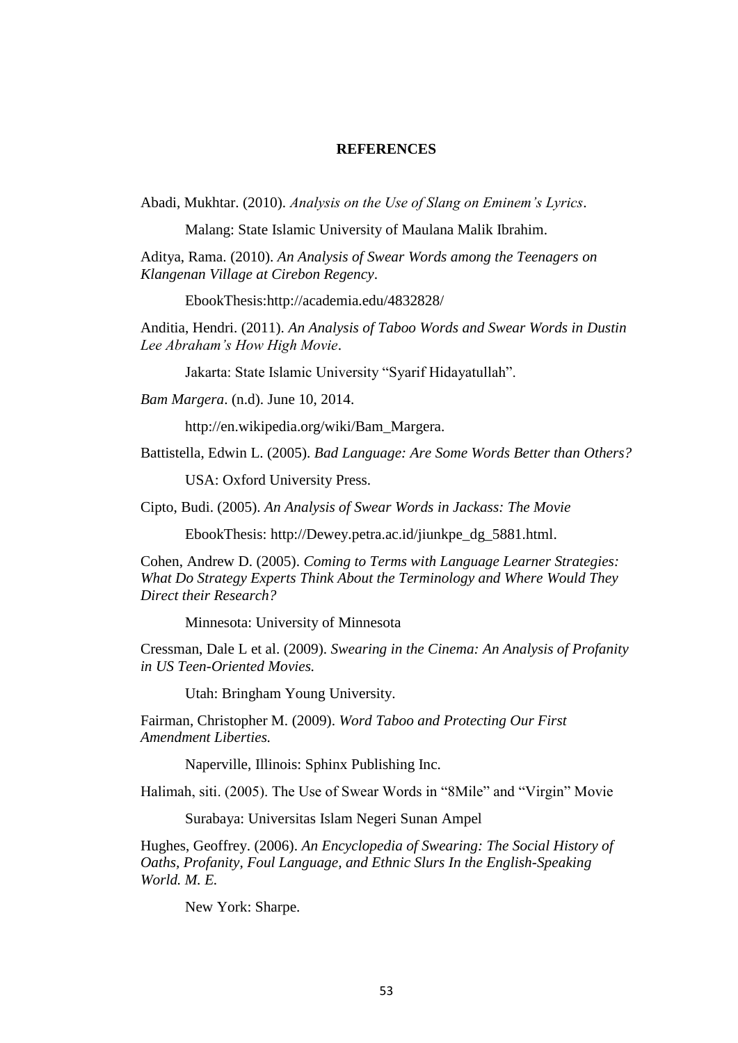# REFERENCES

Abadi, Mukhtar. (2010). *Analysis on the Use of Slang on Eminem's Lyrics*.

Malang: State Islamic University of Maulana Malik Ibrahim.

Aditya, Rama. (2010). *An Analysis of Swear Words among the Teenagers on Klangenan Village at Cirebon Regency*.

EbookThesis:http://academia.edu/4832828/

Anditia, Hendri. (2011). *An Analysis of Taboo Words and Swear Words in Dustin Lee Abraham's How High Movie*.

Jakarta: State Islamic University "Syarif Hidayatullah".

*Bam Margera*. (n.d). June 10, 2014.

http://en.wikipedia.org/wiki/Bam_Margera.

Battistella, Edwin L. (2005). *Bad Language: Are Some Words Better than Others?*

USA: Oxford University Press.

Cipto, Budi. (2005). *An Analysis of Swear Words in Jackass: The Movie*

EbookThesis: http://Dewey.petra.ac.id/jiunkpe_dg_5881.html.

Cohen, Andrew D. (2005). *Coming to Terms with Language Learner Strategies: What Do Strategy Experts Think About the Terminology and Where Would They Direct their Research?*

Minnesota: University of Minnesota

Cressman, Dale L et al. (2009). *Swearing in the Cinema: An Analysis of Profanity in US Teen-Oriented Movies.*

Utah: Bringham Young University.

Fairman, Christopher M. (2009). *Word Taboo and Protecting Our First Amendment Liberties.*

Naperville, Illinois: Sphinx Publishing Inc.

Halimah, siti. (2005). The Use of Swear Words in "8Mile" and "Virgin" Movie

Surabaya: Universitas Islam Negeri Sunan Ampel

Hughes, Geoffrey. (2006). *An Encyclopedia of Swearing: The Social History of Oaths, Profanity, Foul Language, and Ethnic Slurs In the English-Speaking World. M. E.*

New York: Sharpe.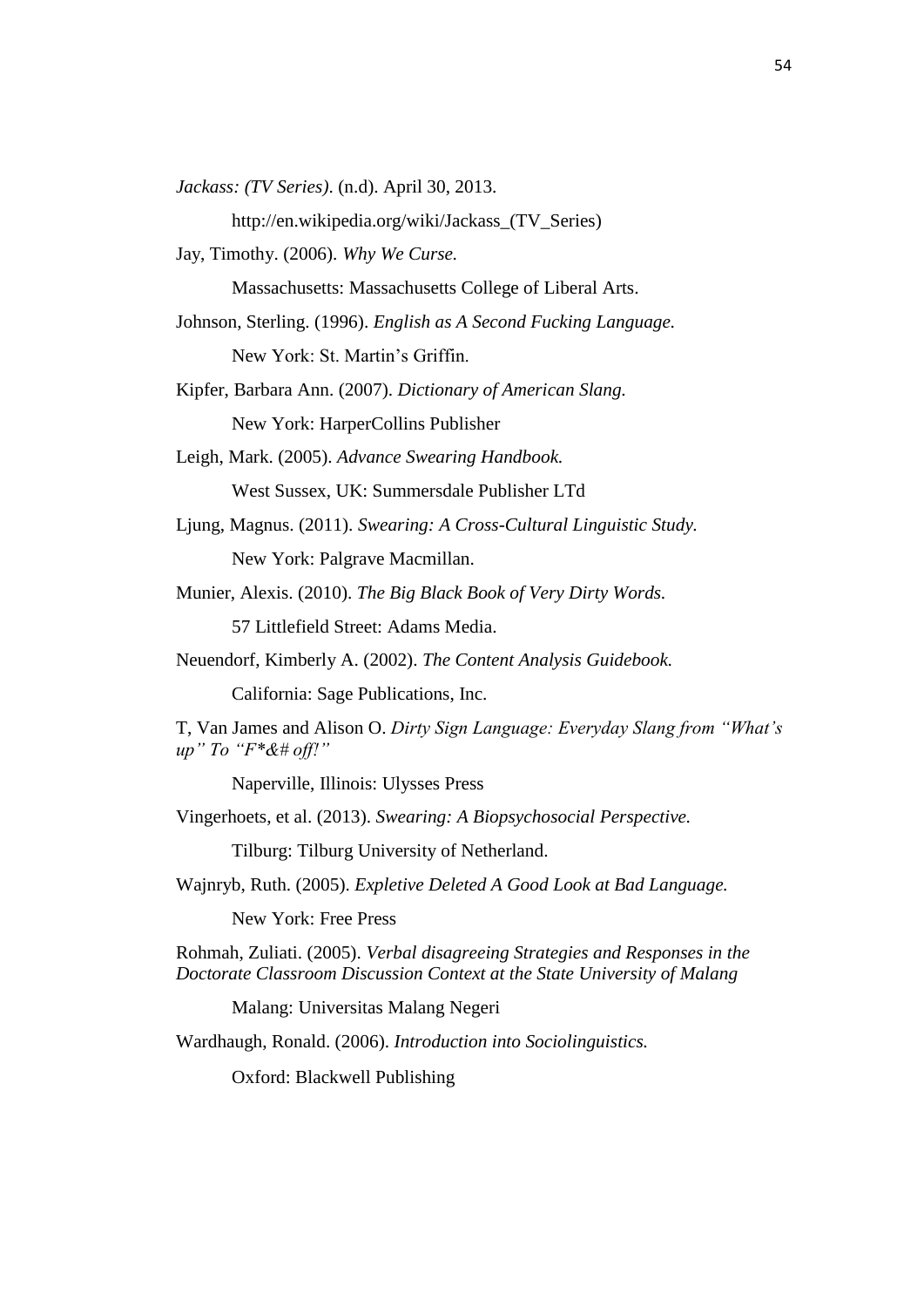*Jackass: (TV Series)*. (n.d). April 30, 2013.

http://en.wikipedia.org/wiki/Jackass_(TV_Series)

Jay, Timothy. (2006). *Why We Curse.*

Massachusetts: Massachusetts College of Liberal Arts.

Johnson, Sterling. (1996). *English as A Second Fucking Language.*

New York: St. Martin's Griffin.

Kipfer, Barbara Ann. (2007). *Dictionary of American Slang.*

New York: HarperCollins Publisher

Leigh, Mark. (2005). *Advance Swearing Handbook.*

West Sussex, UK: Summersdale Publisher LTd

Ljung, Magnus. (2011). *Swearing: A Cross-Cultural Linguistic Study.*

New York: Palgrave Macmillan.

Munier, Alexis. (2010). *The Big Black Book of Very Dirty Words.*

57 Littlefield Street: Adams Media.

Neuendorf, Kimberly A. (2002). *The Content Analysis Guidebook.*

California: Sage Publications, Inc.

T, Van James and Alison O. *Dirty Sign Language: Everyday Slang from "What's up" To "F*&# off!"*

Naperville, Illinois: Ulysses Press

Vingerhoets, et al. (2013). *Swearing: A Biopsychosocial Perspective.*

Tilburg: Tilburg University of Netherland.

Wajnryb, Ruth. (2005). *Expletive Deleted A Good Look at Bad Language.*

New York: Free Press

Rohmah, Zuliati. (2005). *Verbal disagreeing Strategies and Responses in the Doctorate Classroom Discussion Context at the State University of Malang*

Malang: Universitas Malang Negeri

Wardhaugh, Ronald. (2006). *Introduction into Sociolinguistics.*

Oxford: Blackwell Publishing